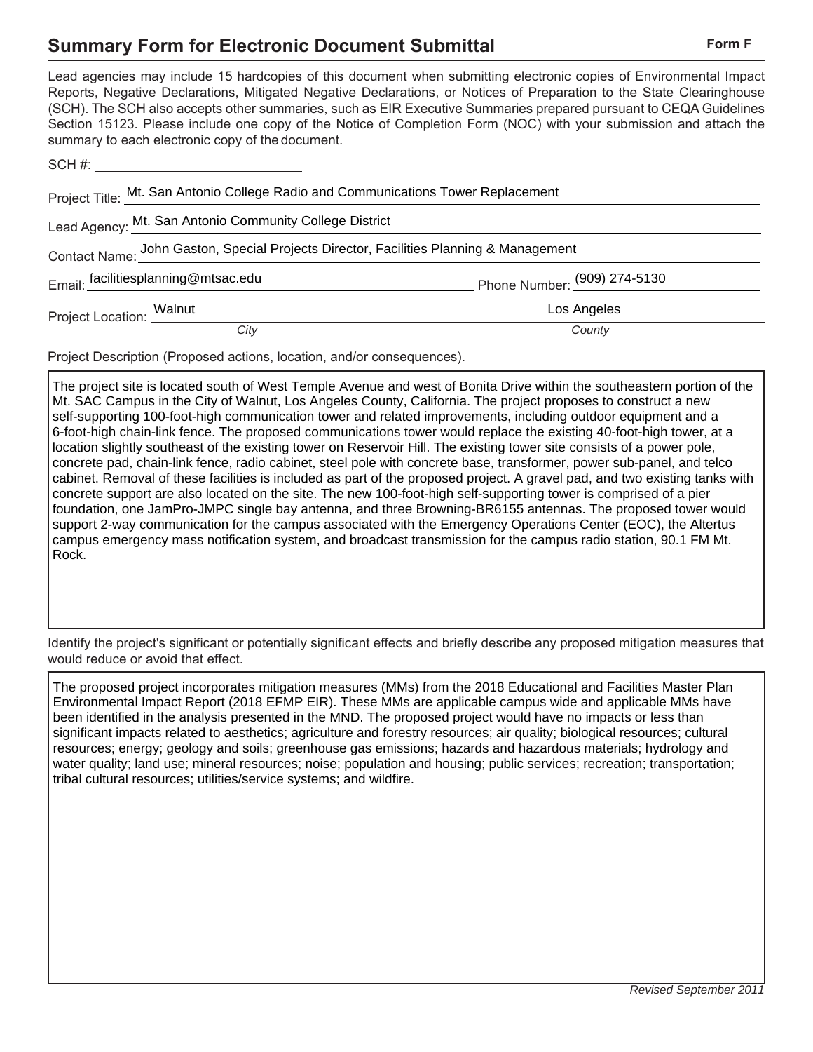# Summary Form for Electronic Document Submittal

**Form F**

Lead agencies may include 15 hardcopies of this document when submitting electronic copies of Environmental Impact Reports, Negative Declarations, Mitigated Negative Declarations, or Notices of Preparation to the State Clearinghouse (SCH). The SCH also accepts other summaries, such as EIR Executive Summaries prepared pursuant to CEQA Guidelines Section 15123. Please include one copy of the Notice of Completion Form (NOC) with your submission and attach the summary to each electronic copy of the document.

SCH #: ____________________

Project Title: Mt. San Antonio College Radio and Communications Tower Replacement

Lead Agency: Mt. San Antonio Community College District

Contact Name: John Gaston, Special Projects Director, Facilities Planning & Management

Email: facilitiesplanning@mtsac.edu    Phone Number: (909) 274-5130

Project Location: Walnut (*City*)    Los Angeles (*County*)

Project Description (Proposed actions, location, and/or consequences).

The project site is located south of West Temple Avenue and west of Bonita Drive within the southeastern portion of the Mt. SAC Campus in the City of Walnut, Los Angeles County, California. The project proposes to construct a new self-supporting 100-foot-high communication tower and related improvements, including outdoor equipment and a 6-foot-high chain-link fence. The proposed communications tower would replace the existing 40-foot-high tower, at a location slightly southeast of the existing tower on Reservoir Hill. The existing tower site consists of a power pole, concrete pad, chain-link fence, radio cabinet, steel pole with concrete base, transformer, power sub-panel, and telco cabinet. Removal of these facilities is included as part of the proposed project. A gravel pad, and two existing tanks with concrete support are also located on the site. The new 100-foot-high self-supporting tower is comprised of a pier foundation, one JamPro-JMPC single bay antenna, and three Browning-BR6155 antennas. The proposed tower would support 2-way communication for the campus associated with the Emergency Operations Center (EOC), the Altertus campus emergency mass notification system, and broadcast transmission for the campus radio station, 90.1 FM Mt. Rock.

Identify the project's significant or potentially significant effects and briefly describe any proposed mitigation measures that would reduce or avoid that effect.

The proposed project incorporates mitigation measures (MMs) from the 2018 Educational and Facilities Master Plan Environmental Impact Report (2018 EFMP EIR). These MMs are applicable campus wide and applicable MMs have been identified in the analysis presented in the MND. The proposed project would have no impacts or less than significant impacts related to aesthetics; agriculture and forestry resources; air quality; biological resources; cultural resources; energy; geology and soils; greenhouse gas emissions; hazards and hazardous materials; hydrology and water quality; land use; mineral resources; noise; population and housing; public services; recreation; transportation; tribal cultural resources; utilities/service systems; and wildfire.

*Revised September 2011*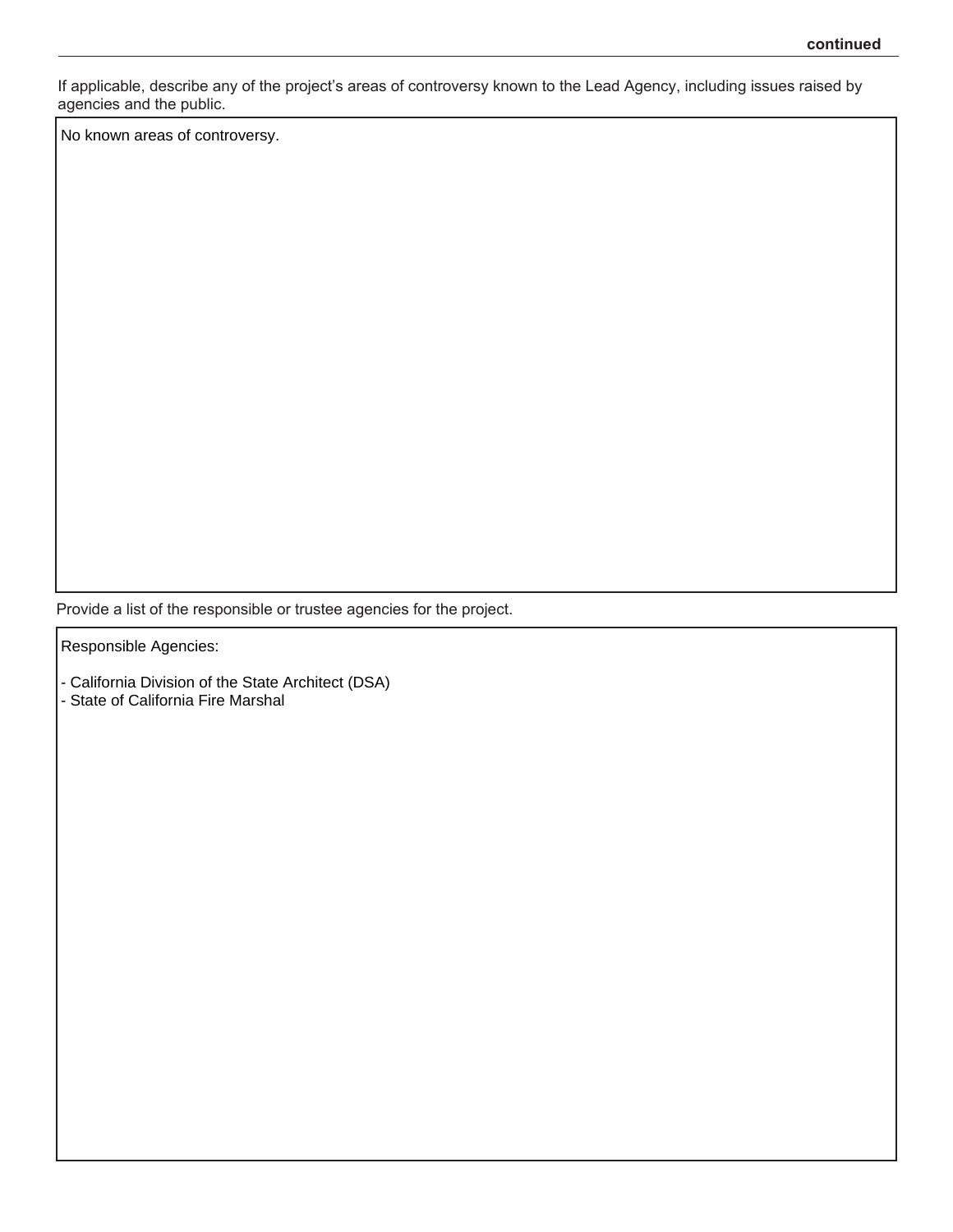continued

If applicable, describe any of the project's areas of controversy known to the Lead Agency, including issues raised by agencies and the public.

No known areas of controversy.

Provide a list of the responsible or trustee agencies for the project.

Responsible Agencies:

- California Division of the State Architect (DSA)
- State of California Fire Marshal